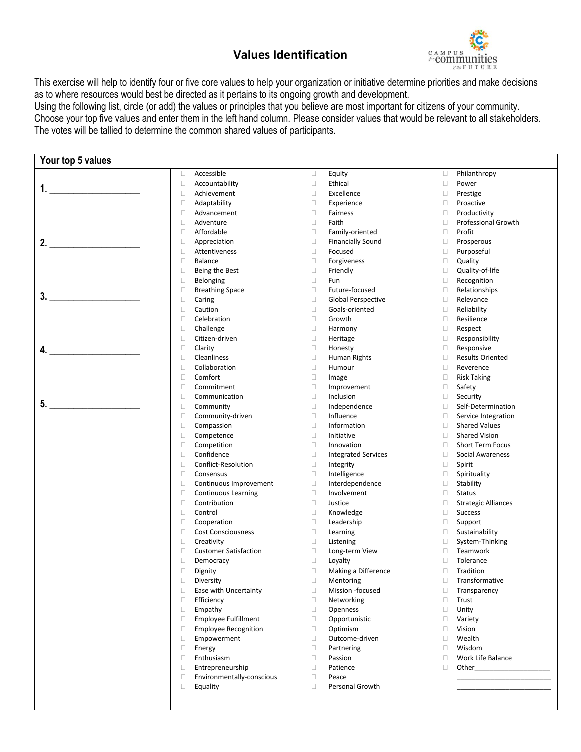# Values Identification

This exercise will help to identify four or five core values to help your organization or initiative determine priorities and make decisions as to where resources would best be directed as it pertains to its ongoing growth and development.
Using the following list, circle (or add) the values or principles that you believe are most important for citizens of your community. Choose your top five values and enter them in the left hand column. Please consider values that would be relevant to all stakeholders. The votes will be tallied to determine the common shared values of participants.

## Your top 5 values

1. ____________________

2. ____________________

3. ____________________

4. ____________________

5. ____________________

- ☐ Accessible
- ☐ Accountability
- ☐ Achievement
- ☐ Adaptability
- ☐ Advancement
- ☐ Adventure
- ☐ Affordable
- ☐ Appreciation
- ☐ Attentiveness
- ☐ Balance
- ☐ Being the Best
- ☐ Belonging
- ☐ Breathing Space
- ☐ Caring
- ☐ Caution
- ☐ Celebration
- ☐ Challenge
- ☐ Citizen-driven
- ☐ Clarity
- ☐ Cleanliness
- ☐ Collaboration
- ☐ Comfort
- ☐ Commitment
- ☐ Communication
- ☐ Community
- ☐ Community-driven
- ☐ Compassion
- ☐ Competence
- ☐ Competition
- ☐ Confidence
- ☐ Conflict-Resolution
- ☐ Consensus
- ☐ Continuous Improvement
- ☐ Continuous Learning
- ☐ Contribution
- ☐ Control
- ☐ Cooperation
- ☐ Cost Consciousness
- ☐ Creativity
- ☐ Customer Satisfaction
- ☐ Democracy
- ☐ Dignity
- ☐ Diversity
- ☐ Ease with Uncertainty
- ☐ Efficiency
- ☐ Empathy
- ☐ Employee Fulfillment
- ☐ Employee Recognition
- ☐ Empowerment
- ☐ Energy
- ☐ Enthusiasm
- ☐ Entrepreneurship
- ☐ Environmentally-conscious
- ☐ Equality
- ☐ Equity
- ☐ Ethical
- ☐ Excellence
- ☐ Experience
- ☐ Fairness
- ☐ Faith
- ☐ Family-oriented
- ☐ Financially Sound
- ☐ Focused
- ☐ Forgiveness
- ☐ Friendly
- ☐ Fun
- ☐ Future-focused
- ☐ Global Perspective
- ☐ Goals-oriented
- ☐ Growth
- ☐ Harmony
- ☐ Heritage
- ☐ Honesty
- ☐ Human Rights
- ☐ Humour
- ☐ Image
- ☐ Improvement
- ☐ Inclusion
- ☐ Independence
- ☐ Influence
- ☐ Information
- ☐ Initiative
- ☐ Innovation
- ☐ Integrated Services
- ☐ Integrity
- ☐ Intelligence
- ☐ Interdependence
- ☐ Involvement
- ☐ Justice
- ☐ Knowledge
- ☐ Leadership
- ☐ Learning
- ☐ Listening
- ☐ Long-term View
- ☐ Loyalty
- ☐ Making a Difference
- ☐ Mentoring
- ☐ Mission -focused
- ☐ Networking
- ☐ Openness
- ☐ Opportunistic
- ☐ Optimism
- ☐ Outcome-driven
- ☐ Partnering
- ☐ Passion
- ☐ Patience
- ☐ Peace
- ☐ Personal Growth
- ☐ Philanthropy
- ☐ Power
- ☐ Prestige
- ☐ Proactive
- ☐ Productivity
- ☐ Professional Growth
- ☐ Profit
- ☐ Prosperous
- ☐ Purposeful
- ☐ Quality
- ☐ Quality-of-life
- ☐ Recognition
- ☐ Relationships
- ☐ Relevance
- ☐ Reliability
- ☐ Resilience
- ☐ Respect
- ☐ Responsibility
- ☐ Responsive
- ☐ Results Oriented
- ☐ Reverence
- ☐ Risk Taking
- ☐ Safety
- ☐ Security
- ☐ Self-Determination
- ☐ Service Integration
- ☐ Shared Values
- ☐ Shared Vision
- ☐ Short Term Focus
- ☐ Social Awareness
- ☐ Spirit
- ☐ Spirituality
- ☐ Stability
- ☐ Status
- ☐ Strategic Alliances
- ☐ Success
- ☐ Support
- ☐ Sustainability
- ☐ System-Thinking
- ☐ Teamwork
- ☐ Tolerance
- ☐ Tradition
- ☐ Transformative
- ☐ Transparency
- ☐ Trust
- ☐ Unity
- ☐ Variety
- ☐ Vision
- ☐ Wealth
- ☐ Wisdom
- ☐ Work Life Balance
- ☐ Other____________________

  ________________________

  ________________________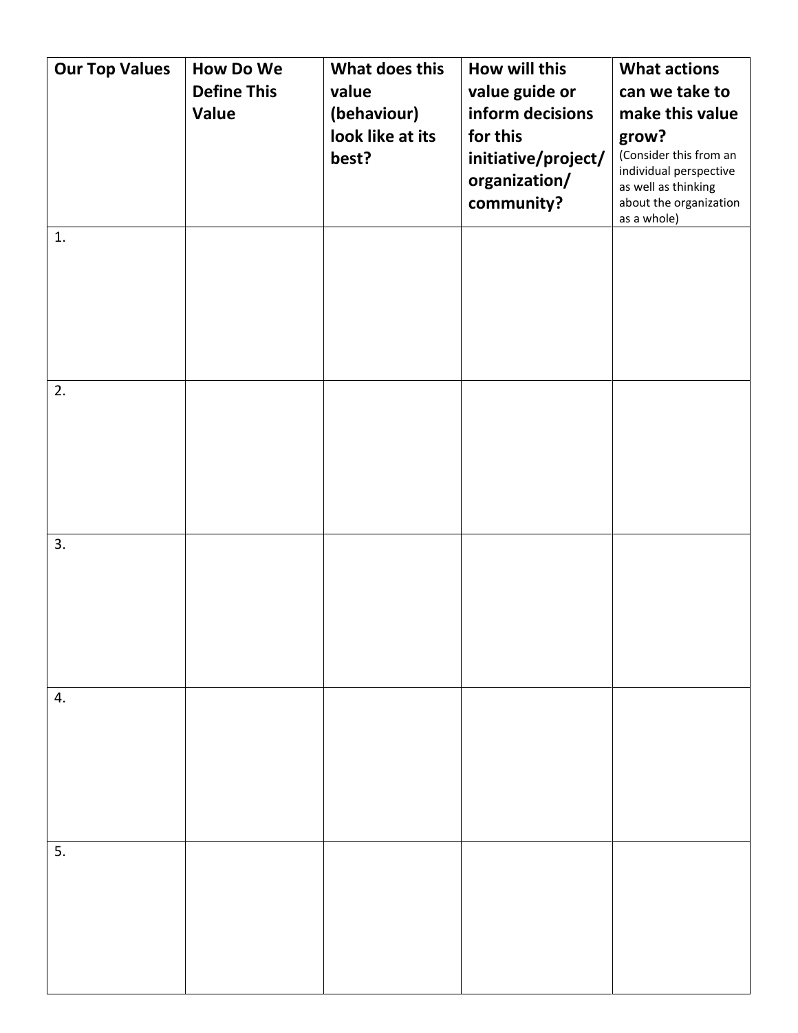| Our Top Values | How Do We Define This Value | What does this value (behaviour) look like at its best? | How will this value guide or inform decisions for this initiative/project/ organization/ community? | What actions can we take to make this value grow? (Consider this from an individual perspective as well as thinking about the organization as a whole) |
|---|---|---|---|---|
| 1. | | | | |
| 2. | | | | |
| 3. | | | | |
| 4. | | | | |
| 5. | | | | |